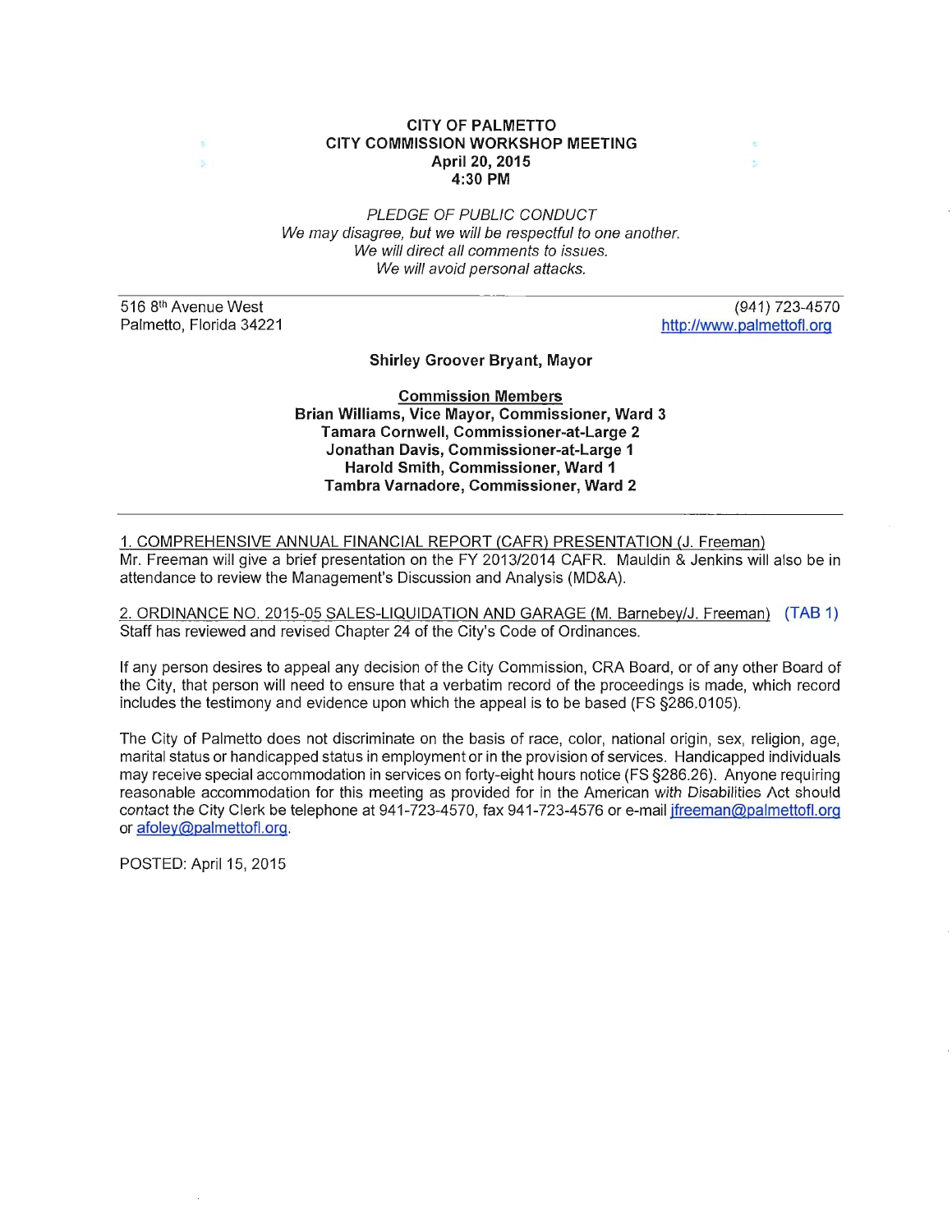# CITY OF PALMETTO
## CITY COMMISSION WORKSHOP MEETING
**April 20, 2015**
**4:30 PM**

*PLEDGE OF PUBLIC CONDUCT*
*We may disagree, but we will be respectful to one another.*
*We will direct all comments to issues.*
*We will avoid personal attacks.*

516 8th Avenue West
Palmetto, Florida 34221

(941) 723-4570
http://www.palmettofl.org

**Shirley Groover Bryant, Mayor**

**Commission Members**
**Brian Williams, Vice Mayor, Commissioner, Ward 3**
**Tamara Cornwell, Commissioner-at-Large 2**
**Jonathan Davis, Commissioner-at-Large 1**
**Harold Smith, Commissioner, Ward 1**
**Tambra Varnadore, Commissioner, Ward 2**

---

1. COMPREHENSIVE ANNUAL FINANCIAL REPORT (CAFR) PRESENTATION (J. Freeman)
Mr. Freeman will give a brief presentation on the FY 2013/2014 CAFR. Mauldin & Jenkins will also be in attendance to review the Management's Discussion and Analysis (MD&A).

2. ORDINANCE NO. 2015-05 SALES-LIQUIDATION AND GARAGE (M. Barnebey/J. Freeman) (TAB 1)
Staff has reviewed and revised Chapter 24 of the City's Code of Ordinances.

If any person desires to appeal any decision of the City Commission, CRA Board, or of any other Board of the City, that person will need to ensure that a verbatim record of the proceedings is made, which record includes the testimony and evidence upon which the appeal is to be based (FS §286.0105).

The City of Palmetto does not discriminate on the basis of race, color, national origin, sex, religion, age, marital status or handicapped status in employment or in the provision of services. Handicapped individuals may receive special accommodation in services on forty-eight hours notice (FS §286.26). Anyone requiring reasonable accommodation for this meeting as provided for in the American with Disabilities Act should contact the City Clerk be telephone at 941-723-4570, fax 941-723-4576 or e-mail jfreeman@palmettofl.org or afoley@palmettofl.org.

POSTED: April 15, 2015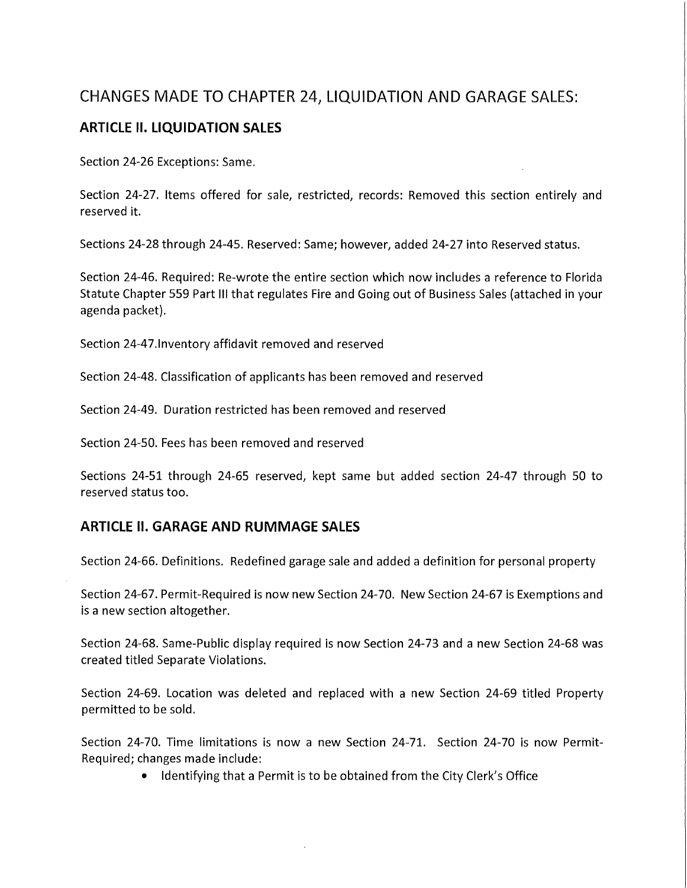# CHANGES MADE TO CHAPTER 24, LIQUIDATION AND GARAGE SALES:

## ARTICLE II. LIQUIDATION SALES

Section 24-26 Exceptions: Same.

Section 24-27. Items offered for sale, restricted, records: Removed this section entirely and reserved it.

Sections 24-28 through 24-45. Reserved: Same; however, added 24-27 into Reserved status.

Section 24-46. Required: Re-wrote the entire section which now includes a reference to Florida Statute Chapter 559 Part III that regulates Fire and Going out of Business Sales (attached in your agenda packet).

Section 24-47.Inventory affidavit removed and reserved

Section 24-48. Classification of applicants has been removed and reserved

Section 24-49. Duration restricted has been removed and reserved

Section 24-50. Fees has been removed and reserved

Sections 24-51 through 24-65 reserved, kept same but added section 24-47 through 50 to reserved status too.

## ARTICLE II. GARAGE AND RUMMAGE SALES

Section 24-66. Definitions. Redefined garage sale and added a definition for personal property

Section 24-67. Permit-Required is now new Section 24-70. New Section 24-67 is Exemptions and is a new section altogether.

Section 24-68. Same-Public display required is now Section 24-73 and a new Section 24-68 was created titled Separate Violations.

Section 24-69. Location was deleted and replaced with a new Section 24-69 titled Property permitted to be sold.

Section 24-70. Time limitations is now a new Section 24-71. Section 24-70 is now Permit-Required; changes made include:

- Identifying that a Permit is to be obtained from the City Clerk's Office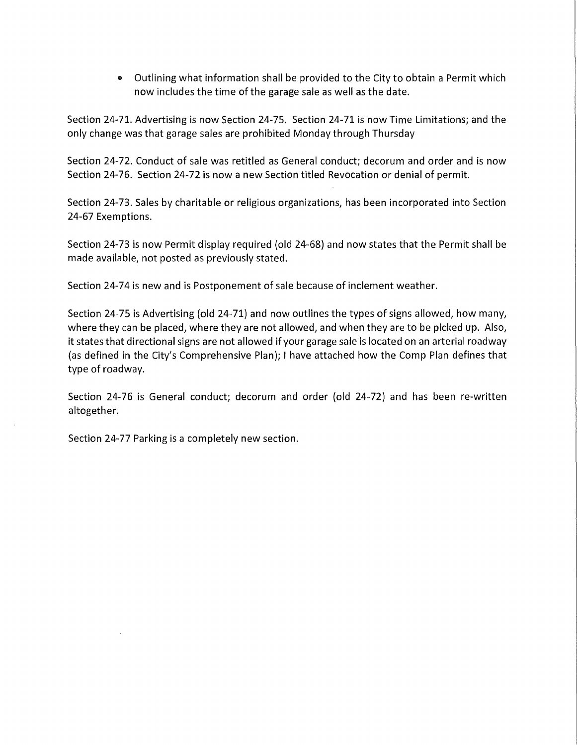- Outlining what information shall be provided to the City to obtain a Permit which now includes the time of the garage sale as well as the date.

Section 24-71. Advertising is now Section 24-75. Section 24-71 is now Time Limitations; and the only change was that garage sales are prohibited Monday through Thursday

Section 24-72. Conduct of sale was retitled as General conduct; decorum and order and is now Section 24-76. Section 24-72 is now a new Section titled Revocation or denial of permit.

Section 24-73. Sales by charitable or religious organizations, has been incorporated into Section 24-67 Exemptions.

Section 24-73 is now Permit display required (old 24-68) and now states that the Permit shall be made available, not posted as previously stated.

Section 24-74 is new and is Postponement of sale because of inclement weather.

Section 24-75 is Advertising (old 24-71) and now outlines the types of signs allowed, how many, where they can be placed, where they are not allowed, and when they are to be picked up. Also, it states that directional signs are not allowed if your garage sale is located on an arterial roadway (as defined in the City's Comprehensive Plan); I have attached how the Comp Plan defines that type of roadway.

Section 24-76 is General conduct; decorum and order (old 24-72) and has been re-written altogether.

Section 24-77 Parking is a completely new section.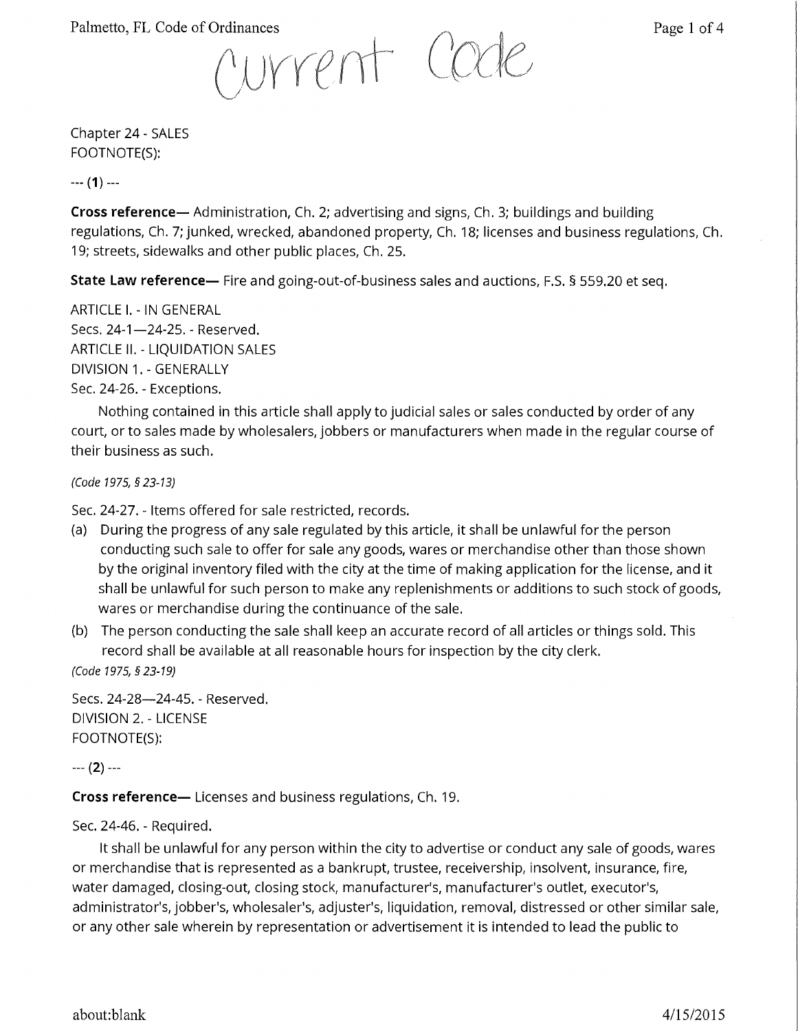Current Code

Chapter 24 - SALES
FOOTNOTE(S):

--- (1) ---

**Cross reference—** Administration, Ch. 2; advertising and signs, Ch. 3; buildings and building regulations, Ch. 7; junked, wrecked, abandoned property, Ch. 18; licenses and business regulations, Ch. 19; streets, sidewalks and other public places, Ch. 25.

**State Law reference—** Fire and going-out-of-business sales and auctions, F.S. § 559.20 et seq.

ARTICLE I. - IN GENERAL

Secs. 24-1—24-25. - Reserved.

ARTICLE II. - LIQUIDATION SALES

DIVISION 1. - GENERALLY

Sec. 24-26. - Exceptions.

Nothing contained in this article shall apply to judicial sales or sales conducted by order of any court, or to sales made by wholesalers, jobbers or manufacturers when made in the regular course of their business as such.

*(Code 1975, § 23-13)*

Sec. 24-27. - Items offered for sale restricted, records.

(a) During the progress of any sale regulated by this article, it shall be unlawful for the person conducting such sale to offer for sale any goods, wares or merchandise other than those shown by the original inventory filed with the city at the time of making application for the license, and it shall be unlawful for such person to make any replenishments or additions to such stock of goods, wares or merchandise during the continuance of the sale.

(b) The person conducting the sale shall keep an accurate record of all articles or things sold. This record shall be available at all reasonable hours for inspection by the city clerk.

*(Code 1975, § 23-19)*

Secs. 24-28—24-45. - Reserved.

DIVISION 2. - LICENSE

FOOTNOTE(S):

--- (2) ---

**Cross reference—** Licenses and business regulations, Ch. 19.

Sec. 24-46. - Required.

It shall be unlawful for any person within the city to advertise or conduct any sale of goods, wares or merchandise that is represented as a bankrupt, trustee, receivership, insolvent, insurance, fire, water damaged, closing-out, closing stock, manufacturer's, manufacturer's outlet, executor's, administrator's, jobber's, wholesaler's, adjuster's, liquidation, removal, distressed or other similar sale, or any other sale wherein by representation or advertisement it is intended to lead the public to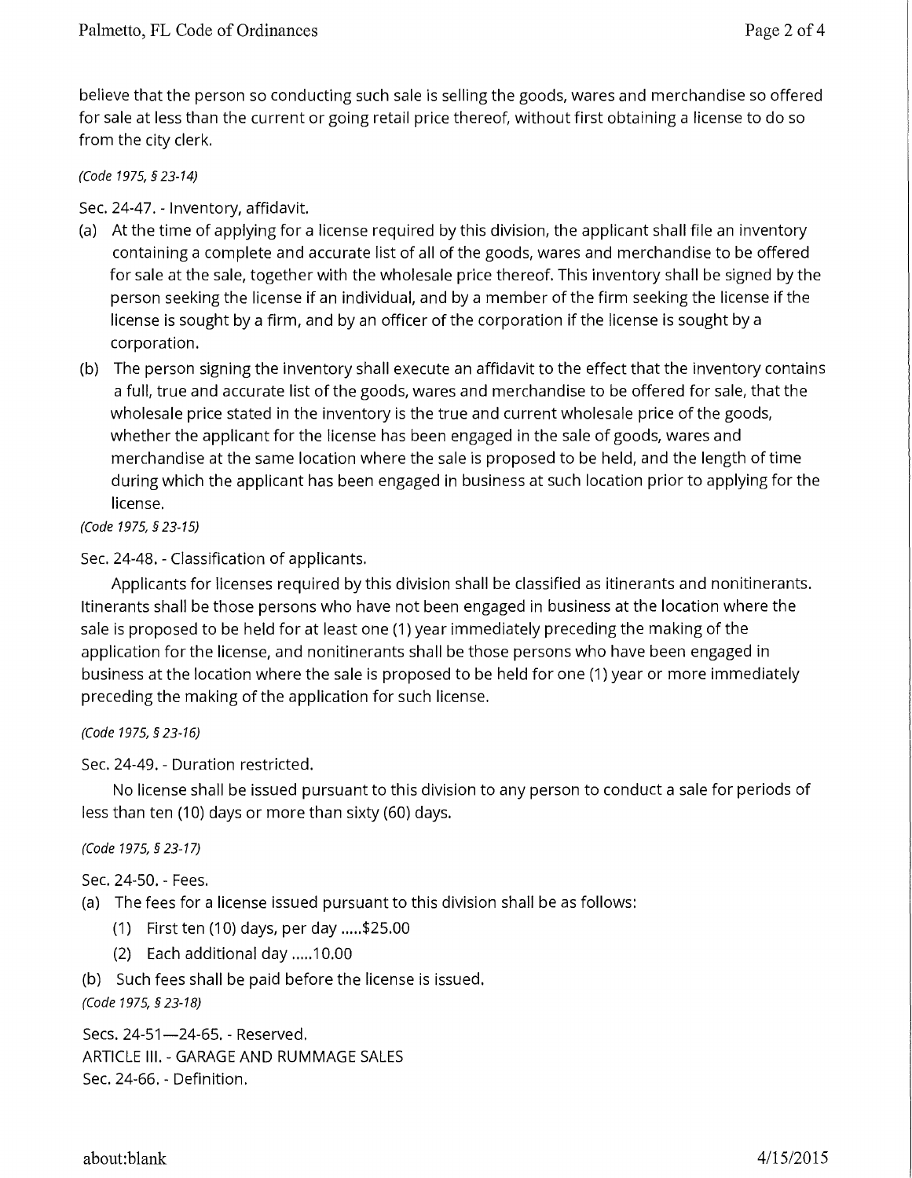believe that the person so conducting such sale is selling the goods, wares and merchandise so offered for sale at less than the current or going retail price thereof, without first obtaining a license to do so from the city clerk.

*(Code 1975, § 23-14)*

Sec. 24-47. - Inventory, affidavit.

(a) At the time of applying for a license required by this division, the applicant shall file an inventory containing a complete and accurate list of all of the goods, wares and merchandise to be offered for sale at the sale, together with the wholesale price thereof. This inventory shall be signed by the person seeking the license if an individual, and by a member of the firm seeking the license if the license is sought by a firm, and by an officer of the corporation if the license is sought by a corporation.

(b) The person signing the inventory shall execute an affidavit to the effect that the inventory contains a full, true and accurate list of the goods, wares and merchandise to be offered for sale, that the wholesale price stated in the inventory is the true and current wholesale price of the goods, whether the applicant for the license has been engaged in the sale of goods, wares and merchandise at the same location where the sale is proposed to be held, and the length of time during which the applicant has been engaged in business at such location prior to applying for the license.

*(Code 1975, § 23-15)*

Sec. 24-48. - Classification of applicants.

Applicants for licenses required by this division shall be classified as itinerants and nonitinerants. Itinerants shall be those persons who have not been engaged in business at the location where the sale is proposed to be held for at least one (1) year immediately preceding the making of the application for the license, and nonitinerants shall be those persons who have been engaged in business at the location where the sale is proposed to be held for one (1) year or more immediately preceding the making of the application for such license.

*(Code 1975, § 23-16)*

Sec. 24-49. - Duration restricted.

No license shall be issued pursuant to this division to any person to conduct a sale for periods of less than ten (10) days or more than sixty (60) days.

*(Code 1975, § 23-17)*

Sec. 24-50. - Fees.

(a) The fees for a license issued pursuant to this division shall be as follows:

  (1) First ten (10) days, per day .....$25.00

  (2) Each additional day .....10.00

(b) Such fees shall be paid before the license is issued.

*(Code 1975, § 23-18)*

Secs. 24-51—24-65. - Reserved.

ARTICLE III. - GARAGE AND RUMMAGE SALES

Sec. 24-66. - Definition.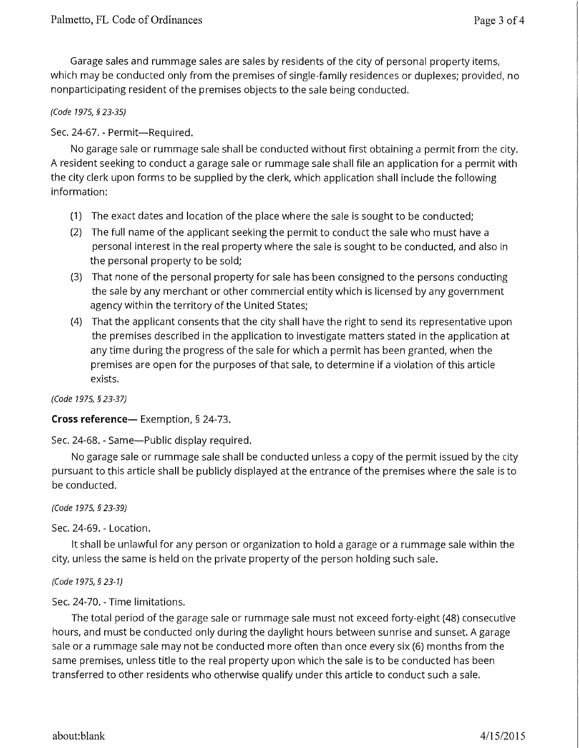Garage sales and rummage sales are sales by residents of the city of personal property items, which may be conducted only from the premises of single-family residences or duplexes; provided, no nonparticipating resident of the premises objects to the sale being conducted.

*(Code 1975, § 23-35)*

Sec. 24-67. - Permit—Required.

No garage sale or rummage sale shall be conducted without first obtaining a permit from the city. A resident seeking to conduct a garage sale or rummage sale shall file an application for a permit with the city clerk upon forms to be supplied by the clerk, which application shall include the following information:

(1) The exact dates and location of the place where the sale is sought to be conducted;

(2) The full name of the applicant seeking the permit to conduct the sale who must have a personal interest in the real property where the sale is sought to be conducted, and also in the personal property to be sold;

(3) That none of the personal property for sale has been consigned to the persons conducting the sale by any merchant or other commercial entity which is licensed by any government agency within the territory of the United States;

(4) That the applicant consents that the city shall have the right to send its representative upon the premises described in the application to investigate matters stated in the application at any time during the progress of the sale for which a permit has been granted, when the premises are open for the purposes of that sale, to determine if a violation of this article exists.

*(Code 1975, § 23-37)*

**Cross reference**— Exemption, § 24-73.

Sec. 24-68. - Same—Public display required.

No garage sale or rummage sale shall be conducted unless a copy of the permit issued by the city pursuant to this article shall be publicly displayed at the entrance of the premises where the sale is to be conducted.

*(Code 1975, § 23-39)*

Sec. 24-69. - Location.

It shall be unlawful for any person or organization to hold a garage or a rummage sale within the city, unless the same is held on the private property of the person holding such sale.

*(Code 1975, § 23-1)*

Sec. 24-70. - Time limitations.

The total period of the garage sale or rummage sale must not exceed forty-eight (48) consecutive hours, and must be conducted only during the daylight hours between sunrise and sunset. A garage sale or a rummage sale may not be conducted more often than once every six (6) months from the same premises, unless title to the real property upon which the sale is to be conducted has been transferred to other residents who otherwise qualify under this article to conduct such a sale.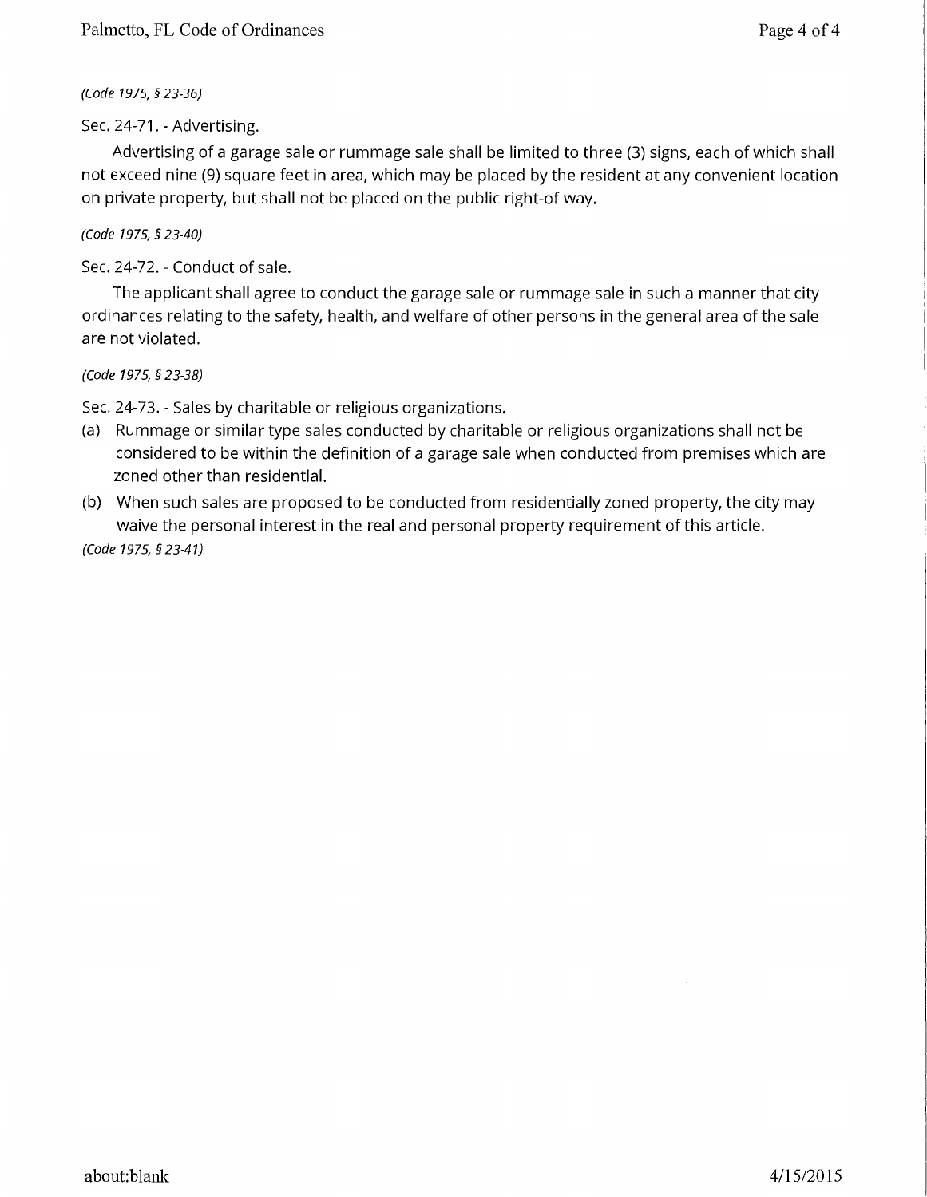*(Code 1975, § 23-36)*

Sec. 24-71. - Advertising.

Advertising of a garage sale or rummage sale shall be limited to three (3) signs, each of which shall not exceed nine (9) square feet in area, which may be placed by the resident at any convenient location on private property, but shall not be placed on the public right-of-way.

*(Code 1975, § 23-40)*

Sec. 24-72. - Conduct of sale.

The applicant shall agree to conduct the garage sale or rummage sale in such a manner that city ordinances relating to the safety, health, and welfare of other persons in the general area of the sale are not violated.

*(Code 1975, § 23-38)*

Sec. 24-73. - Sales by charitable or religious organizations.

(a) Rummage or similar type sales conducted by charitable or religious organizations shall not be considered to be within the definition of a garage sale when conducted from premises which are zoned other than residential.

(b) When such sales are proposed to be conducted from residentially zoned property, the city may waive the personal interest in the real and personal property requirement of this article.

*(Code 1975, § 23-41)*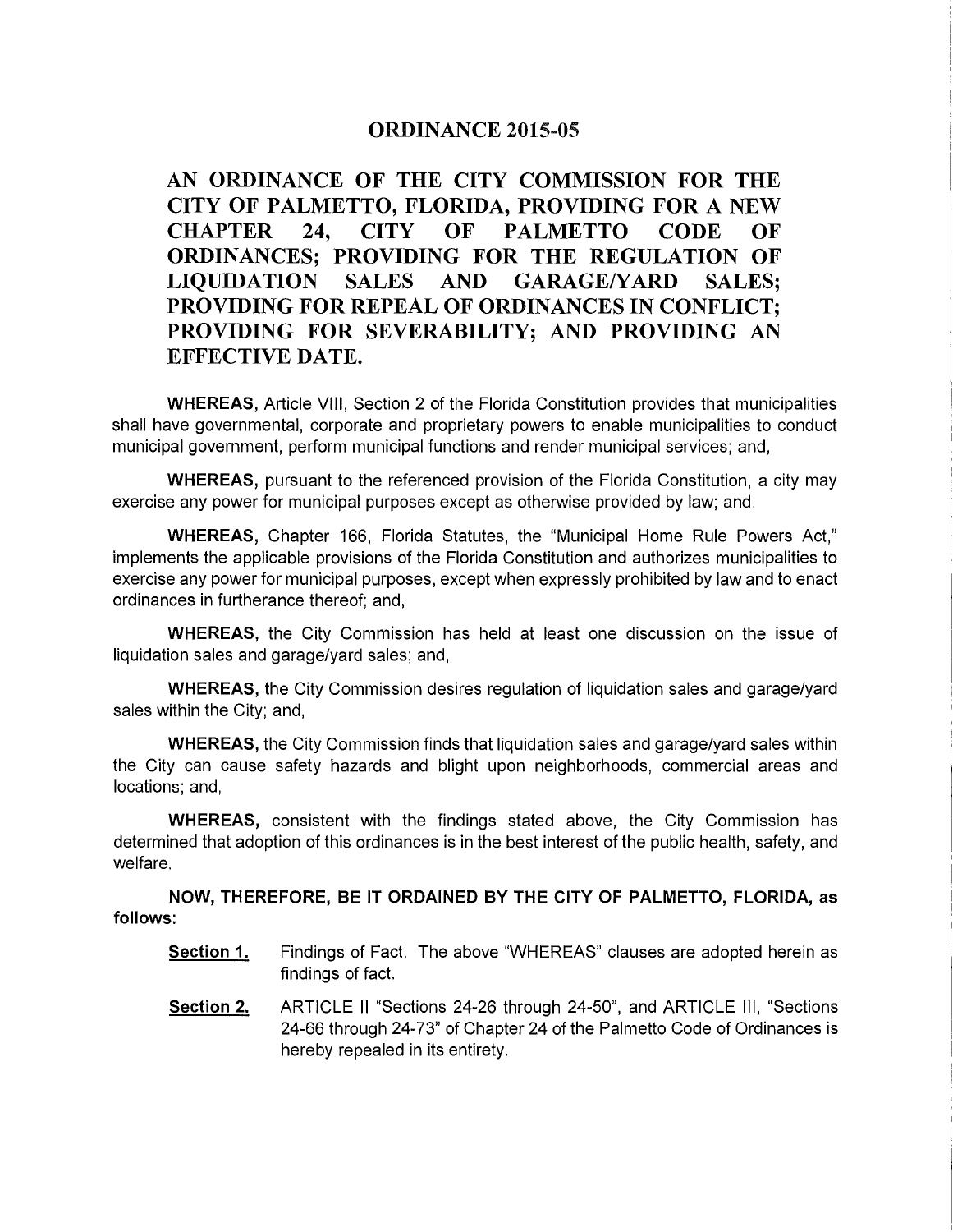# ORDINANCE 2015-05

## AN ORDINANCE OF THE CITY COMMISSION FOR THE CITY OF PALMETTO, FLORIDA, PROVIDING FOR A NEW CHAPTER 24, CITY OF PALMETTO CODE OF ORDINANCES; PROVIDING FOR THE REGULATION OF LIQUIDATION SALES AND GARAGE/YARD SALES; PROVIDING FOR REPEAL OF ORDINANCES IN CONFLICT; PROVIDING FOR SEVERABILITY; AND PROVIDING AN EFFECTIVE DATE.

**WHEREAS,** Article VIII, Section 2 of the Florida Constitution provides that municipalities shall have governmental, corporate and proprietary powers to enable municipalities to conduct municipal government, perform municipal functions and render municipal services; and,

**WHEREAS,** pursuant to the referenced provision of the Florida Constitution, a city may exercise any power for municipal purposes except as otherwise provided by law; and,

**WHEREAS,** Chapter 166, Florida Statutes, the "Municipal Home Rule Powers Act," implements the applicable provisions of the Florida Constitution and authorizes municipalities to exercise any power for municipal purposes, except when expressly prohibited by law and to enact ordinances in furtherance thereof; and,

**WHEREAS,** the City Commission has held at least one discussion on the issue of liquidation sales and garage/yard sales; and,

**WHEREAS,** the City Commission desires regulation of liquidation sales and garage/yard sales within the City; and,

**WHEREAS,** the City Commission finds that liquidation sales and garage/yard sales within the City can cause safety hazards and blight upon neighborhoods, commercial areas and locations; and,

**WHEREAS,** consistent with the findings stated above, the City Commission has determined that adoption of this ordinances is in the best interest of the public health, safety, and welfare.

**NOW, THEREFORE, BE IT ORDAINED BY THE CITY OF PALMETTO, FLORIDA, as follows:**

**Section 1.** Findings of Fact. The above "WHEREAS" clauses are adopted herein as findings of fact.

**Section 2.** ARTICLE II "Sections 24-26 through 24-50", and ARTICLE III, "Sections 24-66 through 24-73" of Chapter 24 of the Palmetto Code of Ordinances is hereby repealed in its entirety.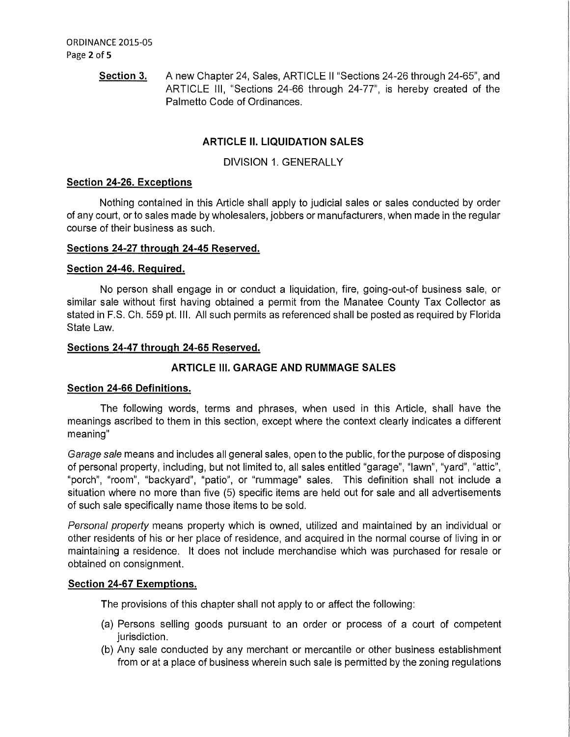**Section 3.** A new Chapter 24, Sales, ARTICLE II "Sections 24-26 through 24-65", and ARTICLE III, "Sections 24-66 through 24-77", is hereby created of the Palmetto Code of Ordinances.

## ARTICLE II. LIQUIDATION SALES

DIVISION 1. GENERALLY

**Section 24-26. Exceptions**

Nothing contained in this Article shall apply to judicial sales or sales conducted by order of any court, or to sales made by wholesalers, jobbers or manufacturers, when made in the regular course of their business as such.

**Sections 24-27 through 24-45 Reserved.**

**Section 24-46. Required.**

No person shall engage in or conduct a liquidation, fire, going-out-of business sale, or similar sale without first having obtained a permit from the Manatee County Tax Collector as stated in F.S. Ch. 559 pt. III. All such permits as referenced shall be posted as required by Florida State Law.

**Sections 24-47 through 24-65 Reserved.**

## ARTICLE III. GARAGE AND RUMMAGE SALES

**Section 24-66 Definitions.**

The following words, terms and phrases, when used in this Article, shall have the meanings ascribed to them in this section, except where the context clearly indicates a different meaning"

*Garage sale* means and includes all general sales, open to the public, for the purpose of disposing of personal property, including, but not limited to, all sales entitled "garage", "lawn", "yard", "attic", "porch", "room", "backyard", "patio", or "rummage" sales. This definition shall not include a situation where no more than five (5) specific items are held out for sale and all advertisements of such sale specifically name those items to be sold.

*Personal property* means property which is owned, utilized and maintained by an individual or other residents of his or her place of residence, and acquired in the normal course of living in or maintaining a residence. It does not include merchandise which was purchased for resale or obtained on consignment.

**Section 24-67 Exemptions.**

The provisions of this chapter shall not apply to or affect the following:

(a) Persons selling goods pursuant to an order or process of a court of competent jurisdiction.

(b) Any sale conducted by any merchant or mercantile or other business establishment from or at a place of business wherein such sale is permitted by the zoning regulations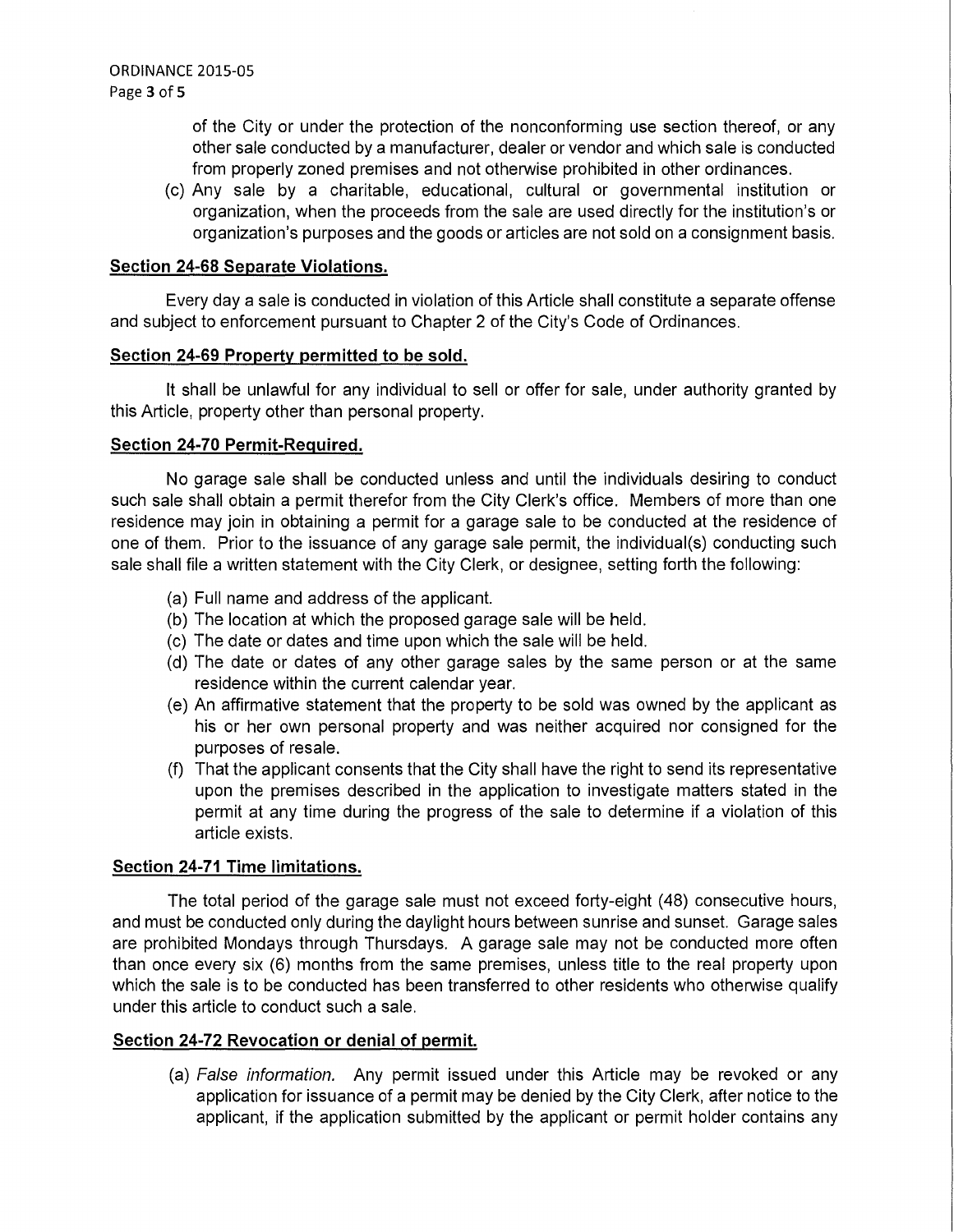of the City or under the protection of the nonconforming use section thereof, or any other sale conducted by a manufacturer, dealer or vendor and which sale is conducted from properly zoned premises and not otherwise prohibited in other ordinances.

(c) Any sale by a charitable, educational, cultural or governmental institution or organization, when the proceeds from the sale are used directly for the institution's or organization's purposes and the goods or articles are not sold on a consignment basis.

**Section 24-68 Separate Violations.**

Every day a sale is conducted in violation of this Article shall constitute a separate offense and subject to enforcement pursuant to Chapter 2 of the City's Code of Ordinances.

**Section 24-69 Property permitted to be sold.**

It shall be unlawful for any individual to sell or offer for sale, under authority granted by this Article, property other than personal property.

**Section 24-70 Permit-Required.**

No garage sale shall be conducted unless and until the individuals desiring to conduct such sale shall obtain a permit therefor from the City Clerk's office. Members of more than one residence may join in obtaining a permit for a garage sale to be conducted at the residence of one of them. Prior to the issuance of any garage sale permit, the individual(s) conducting such sale shall file a written statement with the City Clerk, or designee, setting forth the following:

(a) Full name and address of the applicant.
(b) The location at which the proposed garage sale will be held.
(c) The date or dates and time upon which the sale will be held.
(d) The date or dates of any other garage sales by the same person or at the same residence within the current calendar year.
(e) An affirmative statement that the property to be sold was owned by the applicant as his or her own personal property and was neither acquired nor consigned for the purposes of resale.
(f) That the applicant consents that the City shall have the right to send its representative upon the premises described in the application to investigate matters stated in the permit at any time during the progress of the sale to determine if a violation of this article exists.

**Section 24-71 Time limitations.**

The total period of the garage sale must not exceed forty-eight (48) consecutive hours, and must be conducted only during the daylight hours between sunrise and sunset. Garage sales are prohibited Mondays through Thursdays. A garage sale may not be conducted more often than once every six (6) months from the same premises, unless title to the real property upon which the sale is to be conducted has been transferred to other residents who otherwise qualify under this article to conduct such a sale.

**Section 24-72 Revocation or denial of permit.**

(a) *False information.* Any permit issued under this Article may be revoked or any application for issuance of a permit may be denied by the City Clerk, after notice to the applicant, if the application submitted by the applicant or permit holder contains any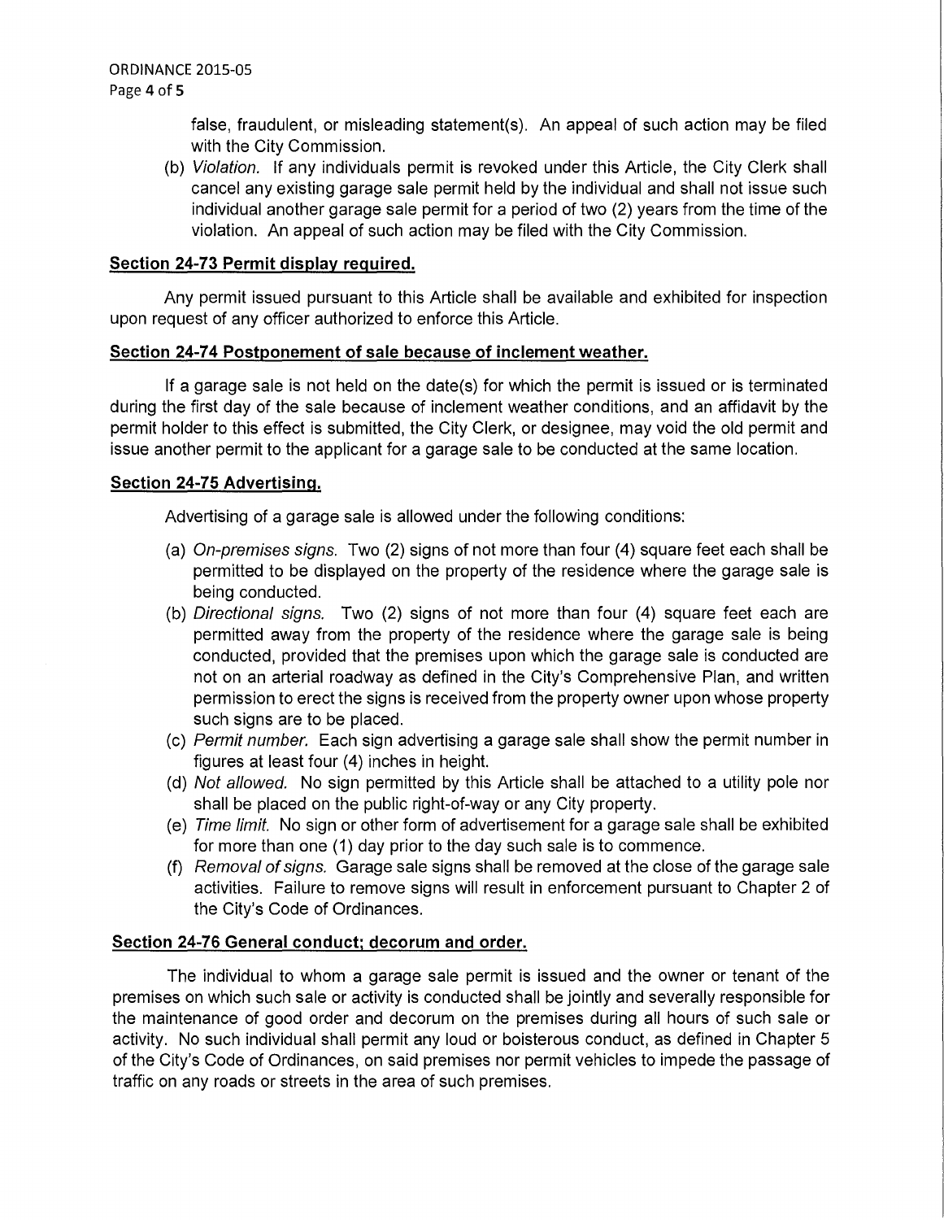false, fraudulent, or misleading statement(s). An appeal of such action may be filed with the City Commission.

(b) *Violation.* If any individuals permit is revoked under this Article, the City Clerk shall cancel any existing garage sale permit held by the individual and shall not issue such individual another garage sale permit for a period of two (2) years from the time of the violation. An appeal of such action may be filed with the City Commission.

**Section 24-73 Permit display required.**

Any permit issued pursuant to this Article shall be available and exhibited for inspection upon request of any officer authorized to enforce this Article.

**Section 24-74 Postponement of sale because of inclement weather.**

If a garage sale is not held on the date(s) for which the permit is issued or is terminated during the first day of the sale because of inclement weather conditions, and an affidavit by the permit holder to this effect is submitted, the City Clerk, or designee, may void the old permit and issue another permit to the applicant for a garage sale to be conducted at the same location.

**Section 24-75 Advertising.**

Advertising of a garage sale is allowed under the following conditions:

(a) *On-premises signs.* Two (2) signs of not more than four (4) square feet each shall be permitted to be displayed on the property of the residence where the garage sale is being conducted.

(b) *Directional signs.* Two (2) signs of not more than four (4) square feet each are permitted away from the property of the residence where the garage sale is being conducted, provided that the premises upon which the garage sale is conducted are not on an arterial roadway as defined in the City's Comprehensive Plan, and written permission to erect the signs is received from the property owner upon whose property such signs are to be placed.

(c) *Permit number.* Each sign advertising a garage sale shall show the permit number in figures at least four (4) inches in height.

(d) *Not allowed.* No sign permitted by this Article shall be attached to a utility pole nor shall be placed on the public right-of-way or any City property.

(e) *Time limit.* No sign or other form of advertisement for a garage sale shall be exhibited for more than one (1) day prior to the day such sale is to commence.

(f) *Removal of signs.* Garage sale signs shall be removed at the close of the garage sale activities. Failure to remove signs will result in enforcement pursuant to Chapter 2 of the City's Code of Ordinances.

**Section 24-76 General conduct; decorum and order.**

The individual to whom a garage sale permit is issued and the owner or tenant of the premises on which such sale or activity is conducted shall be jointly and severally responsible for the maintenance of good order and decorum on the premises during all hours of such sale or activity. No such individual shall permit any loud or boisterous conduct, as defined in Chapter 5 of the City's Code of Ordinances, on said premises nor permit vehicles to impede the passage of traffic on any roads or streets in the area of such premises.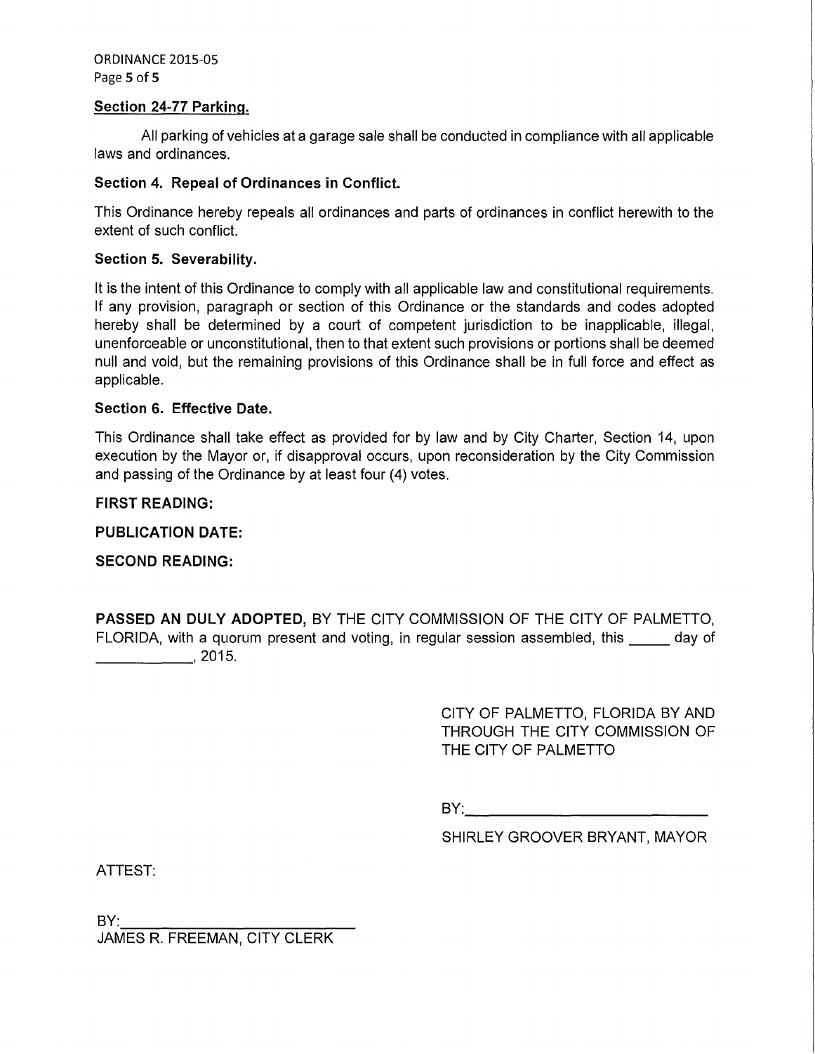### Section 24-77 Parking.

All parking of vehicles at a garage sale shall be conducted in compliance with all applicable laws and ordinances.

### Section 4. Repeal of Ordinances in Conflict.

This Ordinance hereby repeals all ordinances and parts of ordinances in conflict herewith to the extent of such conflict.

### Section 5. Severability.

It is the intent of this Ordinance to comply with all applicable law and constitutional requirements. If any provision, paragraph or section of this Ordinance or the standards and codes adopted hereby shall be determined by a court of competent jurisdiction to be inapplicable, illegal, unenforceable or unconstitutional, then to that extent such provisions or portions shall be deemed null and void, but the remaining provisions of this Ordinance shall be in full force and effect as applicable.

### Section 6. Effective Date.

This Ordinance shall take effect as provided for by law and by City Charter, Section 14, upon execution by the Mayor or, if disapproval occurs, upon reconsideration by the City Commission and passing of the Ordinance by at least four (4) votes.

**FIRST READING:**

**PUBLICATION DATE:**

**SECOND READING:**

**PASSED AN DULY ADOPTED,** BY THE CITY COMMISSION OF THE CITY OF PALMETTO, FLORIDA, with a quorum present and voting, in regular session assembled, this _____ day of ___________, 2015.

CITY OF PALMETTO, FLORIDA BY AND THROUGH THE CITY COMMISSION OF THE CITY OF PALMETTO

BY:___________________________

SHIRLEY GROOVER BRYANT, MAYOR

ATTEST:

BY:___________________________

JAMES R. FREEMAN, CITY CLERK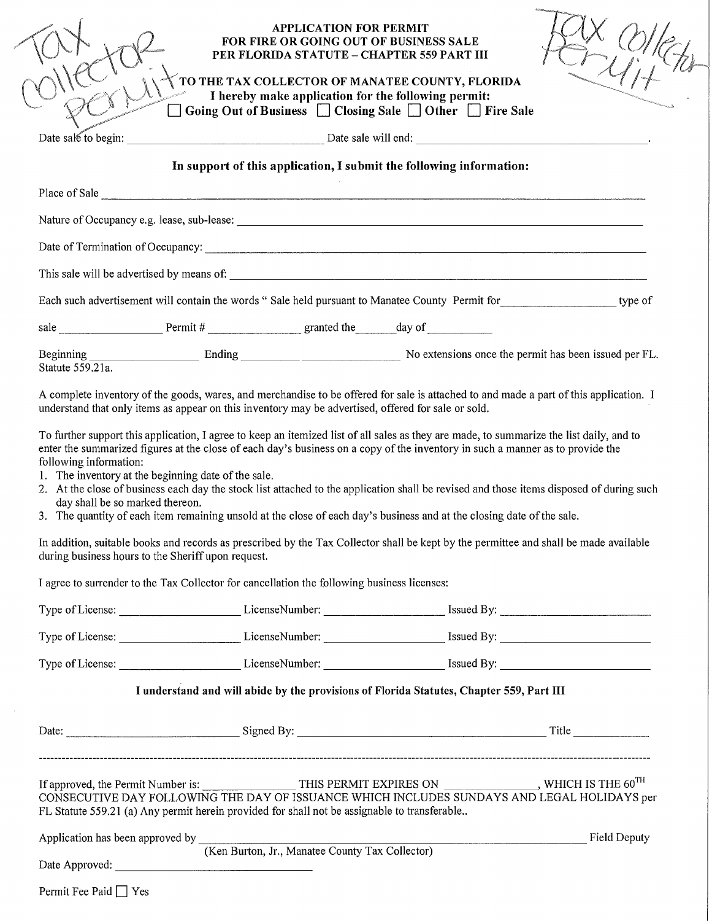Tax collector permit

Tax collector Permit

**APPLICATION FOR PERMIT**
**FOR FIRE OR GOING OUT OF BUSINESS SALE**
**PER FLORIDA STATUTE – CHAPTER 559 PART III**

**TO THE TAX COLLECTOR OF MANATEE COUNTY, FLORIDA**
**I hereby make application for the following permit:**
**☐ Going Out of Business ☐ Closing Sale ☐ Other ☐ Fire Sale**

Date sale to begin: ______________________ Date sale will end: ______________________.

**In support of this application, I submit the following information:**

Place of Sale ______________________________________________

Nature of Occupancy e.g. lease, sub-lease: ______________________________________________

Date of Termination of Occupancy: ______________________________________________

This sale will be advertised by means of: ______________________________________________

Each such advertisement will contain the words " Sale held pursuant to Manatee County Permit for______________ type of

sale ______________ Permit # ______________ granted the______day of __________

Beginning ______________ Ending __________ ______________ No extensions once the permit has been issued per FL. Statute 559.21a.

A complete inventory of the goods, wares, and merchandise to be offered for sale is attached to and made a part of this application. I understand that only items as appear on this inventory may be advertised, offered for sale or sold.

To further support this application, I agree to keep an itemized list of all sales as they are made, to summarize the list daily, and to enter the summarized figures at the close of each day's business on a copy of the inventory in such a manner as to provide the following information:

1. The inventory at the beginning date of the sale.
2. At the close of business each day the stock list attached to the application shall be revised and those items disposed of during such day shall be so marked thereon.
3. The quantity of each item remaining unsold at the close of each day's business and at the closing date of the sale.

In addition, suitable books and records as prescribed by the Tax Collector shall be kept by the permittee and shall be made available during business hours to the Sheriff upon request.

I agree to surrender to the Tax Collector for cancellation the following business licenses:

Type of License: ______________ LicenseNumber: ______________ Issued By: ______________

Type of License: ______________ LicenseNumber: ______________ Issued By: ______________

Type of License: ______________ LicenseNumber: ______________ Issued By: ______________

**I understand and will abide by the provisions of Florida Statutes, Chapter 559, Part III**

Date: ______________ Signed By: ______________________________ Title __________

---

If approved, the Permit Number is: ______________ THIS PERMIT EXPIRES ON ______________, WHICH IS THE 60TH CONSECUTIVE DAY FOLLOWING THE DAY OF ISSUANCE WHICH INCLUDES SUNDAYS AND LEGAL HOLIDAYS per FL Statute 559.21 (a) Any permit herein provided for shall not be assignable to transferable..

Application has been approved by ______________________________________________ Field Deputy
(Ken Burton, Jr., Manatee County Tax Collector)

Date Approved: ______________________

Permit Fee Paid ☐ Yes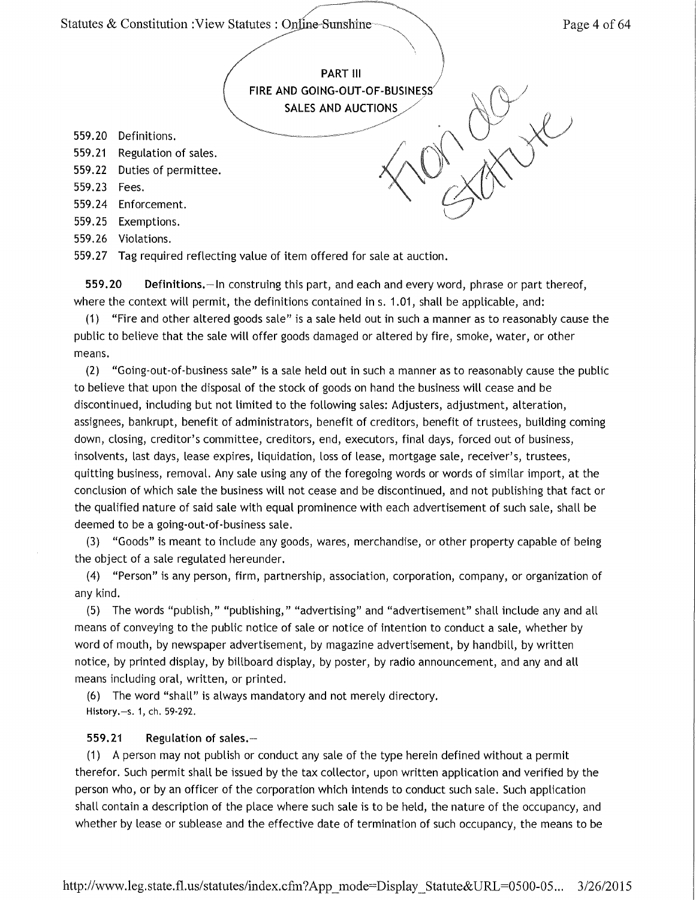## PART III
## FIRE AND GOING-OUT-OF-BUSINESS SALES AND AUCTIONS

559.20 Definitions.
559.21 Regulation of sales.
559.22 Duties of permittee.
559.23 Fees.
559.24 Enforcement.
559.25 Exemptions.
559.26 Violations.
559.27 Tag required reflecting value of item offered for sale at auction.

**559.20 Definitions.**—In construing this part, and each and every word, phrase or part thereof, where the context will permit, the definitions contained in s. 1.01, shall be applicable, and:

(1) "Fire and other altered goods sale" is a sale held out in such a manner as to reasonably cause the public to believe that the sale will offer goods damaged or altered by fire, smoke, water, or other means.

(2) "Going-out-of-business sale" is a sale held out in such a manner as to reasonably cause the public to believe that upon the disposal of the stock of goods on hand the business will cease and be discontinued, including but not limited to the following sales: Adjusters, adjustment, alteration, assignees, bankrupt, benefit of administrators, benefit of creditors, benefit of trustees, building coming down, closing, creditor's committee, creditors, end, executors, final days, forced out of business, insolvents, last days, lease expires, liquidation, loss of lease, mortgage sale, receiver's, trustees, quitting business, removal. Any sale using any of the foregoing words or words of similar import, at the conclusion of which sale the business will not cease and be discontinued, and not publishing that fact or the qualified nature of said sale with equal prominence with each advertisement of such sale, shall be deemed to be a going-out-of-business sale.

(3) "Goods" is meant to include any goods, wares, merchandise, or other property capable of being the object of a sale regulated hereunder.

(4) "Person" is any person, firm, partnership, association, corporation, company, or organization of any kind.

(5) The words "publish," "publishing," "advertising" and "advertisement" shall include any and all means of conveying to the public notice of sale or notice of intention to conduct a sale, whether by word of mouth, by newspaper advertisement, by magazine advertisement, by handbill, by written notice, by printed display, by billboard display, by poster, by radio announcement, and any and all means including oral, written, or printed.

(6) The word "shall" is always mandatory and not merely directory.

History.—s. 1, ch. 59-292.

**559.21 Regulation of sales.**—

(1) A person may not publish or conduct any sale of the type herein defined without a permit therefor. Such permit shall be issued by the tax collector, upon written application and verified by the person who, or by an officer of the corporation which intends to conduct such sale. Such application shall contain a description of the place where such sale is to be held, the nature of the occupancy, and whether by lease or sublease and the effective date of termination of such occupancy, the means to be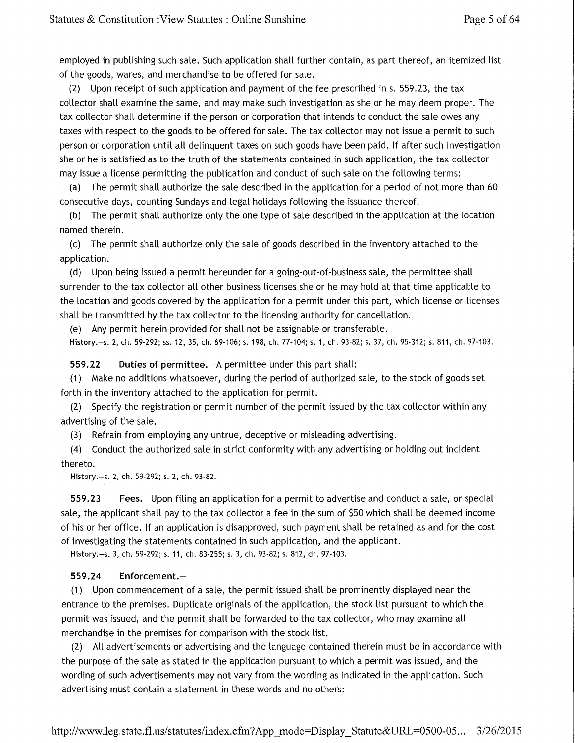employed in publishing such sale. Such application shall further contain, as part thereof, an itemized list of the goods, wares, and merchandise to be offered for sale.

(2) Upon receipt of such application and payment of the fee prescribed in s. 559.23, the tax collector shall examine the same, and may make such investigation as she or he may deem proper. The tax collector shall determine if the person or corporation that intends to conduct the sale owes any taxes with respect to the goods to be offered for sale. The tax collector may not issue a permit to such person or corporation until all delinquent taxes on such goods have been paid. If after such investigation she or he is satisfied as to the truth of the statements contained in such application, the tax collector may issue a license permitting the publication and conduct of such sale on the following terms:

(a) The permit shall authorize the sale described in the application for a period of not more than 60 consecutive days, counting Sundays and legal holidays following the issuance thereof.

(b) The permit shall authorize only the one type of sale described in the application at the location named therein.

(c) The permit shall authorize only the sale of goods described in the inventory attached to the application.

(d) Upon being issued a permit hereunder for a going-out-of-business sale, the permittee shall surrender to the tax collector all other business licenses she or he may hold at that time applicable to the location and goods covered by the application for a permit under this part, which license or licenses shall be transmitted by the tax collector to the licensing authority for cancellation.

(e) Any permit herein provided for shall not be assignable or transferable.

History.—s. 2, ch. 59-292; ss. 12, 35, ch. 69-106; s. 198, ch. 77-104; s. 1, ch. 93-82; s. 37, ch. 95-312; s. 811, ch. 97-103.

**559.22 Duties of permittee.**—A permittee under this part shall:

(1) Make no additions whatsoever, during the period of authorized sale, to the stock of goods set forth in the inventory attached to the application for permit.

(2) Specify the registration or permit number of the permit issued by the tax collector within any advertising of the sale.

(3) Refrain from employing any untrue, deceptive or misleading advertising.

(4) Conduct the authorized sale in strict conformity with any advertising or holding out incident thereto.

History.—s. 2, ch. 59-292; s. 2, ch. 93-82.

**559.23 Fees.**—Upon filing an application for a permit to advertise and conduct a sale, or special sale, the applicant shall pay to the tax collector a fee in the sum of $50 which shall be deemed income of his or her office. If an application is disapproved, such payment shall be retained as and for the cost of investigating the statements contained in such application, and the applicant.

History.—s. 3, ch. 59-292; s. 11, ch. 83-255; s. 3, ch. 93-82; s. 812, ch. 97-103.

**559.24 Enforcement.**—

(1) Upon commencement of a sale, the permit issued shall be prominently displayed near the entrance to the premises. Duplicate originals of the application, the stock list pursuant to which the permit was issued, and the permit shall be forwarded to the tax collector, who may examine all merchandise in the premises for comparison with the stock list.

(2) All advertisements or advertising and the language contained therein must be in accordance with the purpose of the sale as stated in the application pursuant to which a permit was issued, and the wording of such advertisements may not vary from the wording as indicated in the application. Such advertising must contain a statement in these words and no others: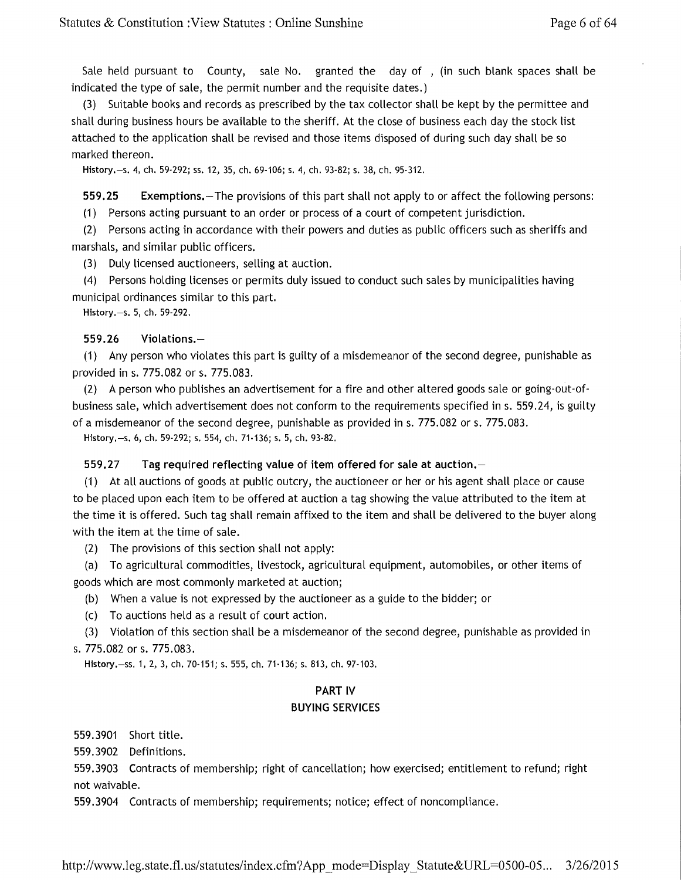Sale held pursuant to County, sale No. granted the day of , (in such blank spaces shall be indicated the type of sale, the permit number and the requisite dates.)

(3) Suitable books and records as prescribed by the tax collector shall be kept by the permittee and shall during business hours be available to the sheriff. At the close of business each day the stock list attached to the application shall be revised and those items disposed of during such day shall be so marked thereon.

History.—s. 4, ch. 59-292; ss. 12, 35, ch. 69-106; s. 4, ch. 93-82; s. 38, ch. 95-312.

**559.25 Exemptions.**—The provisions of this part shall not apply to or affect the following persons:

(1) Persons acting pursuant to an order or process of a court of competent jurisdiction.

(2) Persons acting in accordance with their powers and duties as public officers such as sheriffs and marshals, and similar public officers.

(3) Duly licensed auctioneers, selling at auction.

(4) Persons holding licenses or permits duly issued to conduct such sales by municipalities having municipal ordinances similar to this part.

History.—s. 5, ch. 59-292.

**559.26 Violations.**—

(1) Any person who violates this part is guilty of a misdemeanor of the second degree, punishable as provided in s. 775.082 or s. 775.083.

(2) A person who publishes an advertisement for a fire and other altered goods sale or going-out-of-business sale, which advertisement does not conform to the requirements specified in s. 559.24, is guilty of a misdemeanor of the second degree, punishable as provided in s. 775.082 or s. 775.083.

History.—s. 6, ch. 59-292; s. 554, ch. 71-136; s. 5, ch. 93-82.

**559.27 Tag required reflecting value of item offered for sale at auction.**—

(1) At all auctions of goods at public outcry, the auctioneer or her or his agent shall place or cause to be placed upon each item to be offered at auction a tag showing the value attributed to the item at the time it is offered. Such tag shall remain affixed to the item and shall be delivered to the buyer along with the item at the time of sale.

(2) The provisions of this section shall not apply:

(a) To agricultural commodities, livestock, agricultural equipment, automobiles, or other items of goods which are most commonly marketed at auction;

(b) When a value is not expressed by the auctioneer as a guide to the bidder; or

(c) To auctions held as a result of court action.

(3) Violation of this section shall be a misdemeanor of the second degree, punishable as provided in s. 775.082 or s. 775.083.

History.—ss. 1, 2, 3, ch. 70-151; s. 555, ch. 71-136; s. 813, ch. 97-103.

## PART IV
## BUYING SERVICES

559.3901 Short title.

559.3902 Definitions.

559.3903 Contracts of membership; right of cancellation; how exercised; entitlement to refund; right not waivable.

559.3904 Contracts of membership; requirements; notice; effect of noncompliance.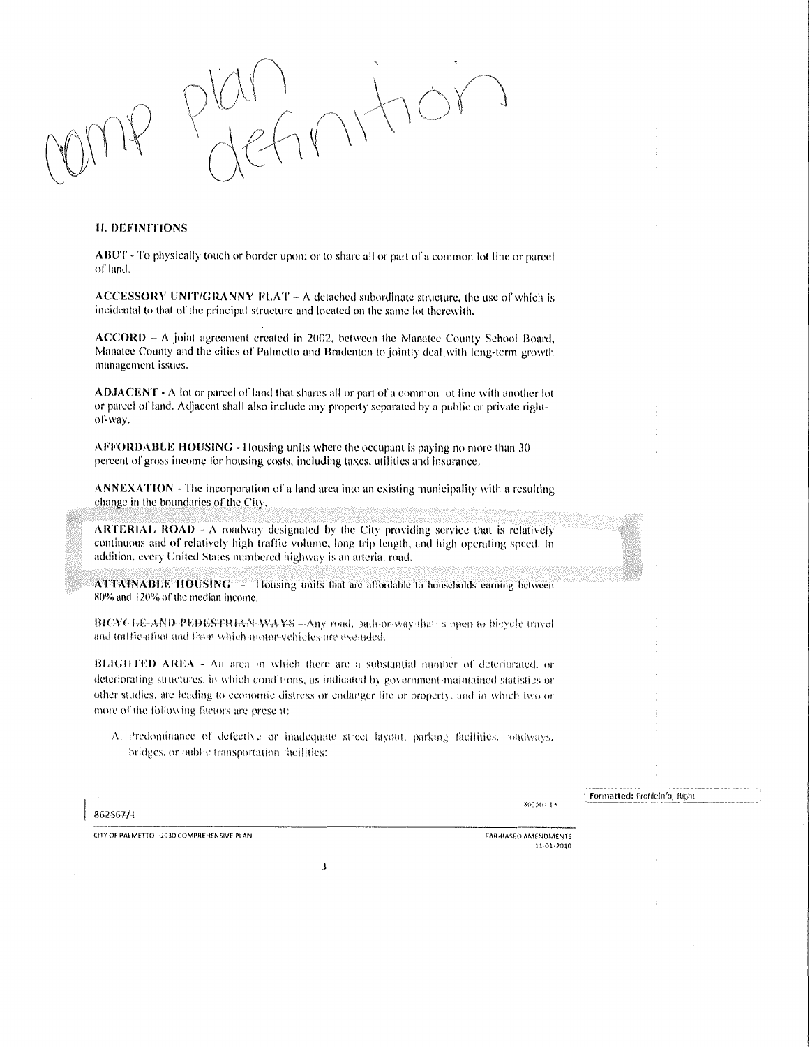comp plan definition

## II. DEFINITIONS

**ABUT** - To physically touch or border upon; or to share all or part of a common lot line or parcel of land.

**ACCESSORY UNIT/GRANNY FLAT** – A detached subordinate structure, the use of which is incidental to that of the principal structure and located on the same lot therewith.

**ACCORD** – A joint agreement created in 2002, between the Manatee County School Board, Manatee County and the cities of Palmetto and Bradenton to jointly deal with long-term growth management issues.

**ADJACENT** - A lot or parcel of land that shares all or part of a common lot line with another lot or parcel of land. Adjacent shall also include any property separated by a public or private right-of-way.

**AFFORDABLE HOUSING** - Housing units where the occupant is paying no more than 30 percent of gross income for housing costs, including taxes, utilities and insurance.

**ANNEXATION** - The incorporation of a land area into an existing municipality with a resulting change in the boundaries of the City.

**ARTERIAL ROAD** - A roadway designated by the City providing service that is relatively continuous and of relatively high traffic volume, long trip length, and high operating speed. In addition, every United States numbered highway is an arterial road.

**ATTAINABLE HOUSING** – Housing units that are affordable to households earning between 80% and 120% of the median income.

~~**BICYCLE AND PEDESTRIAN WAYS** – Any road, path or way that is open to bicycle travel and traffic afoot and from which motor vehicles are excluded.~~

**BLIGHTED AREA** - An area in which there are a substantial number of deteriorated, or deteriorating structures, in which conditions, as indicated by government-maintained statistics or other studies, are leading to economic distress or endanger life or property, and in which two or more of the following factors are present:

A. Predominance of defective or inadequate street layout, parking facilities, roadways, bridges, or public transportation facilities;

Formatted: ProfileInfo, Right

862567/1

CITY OF PALMETTO -2030 COMPREHENSIVE PLAN

EAR-BASED AMENDMENTS 11-01-2010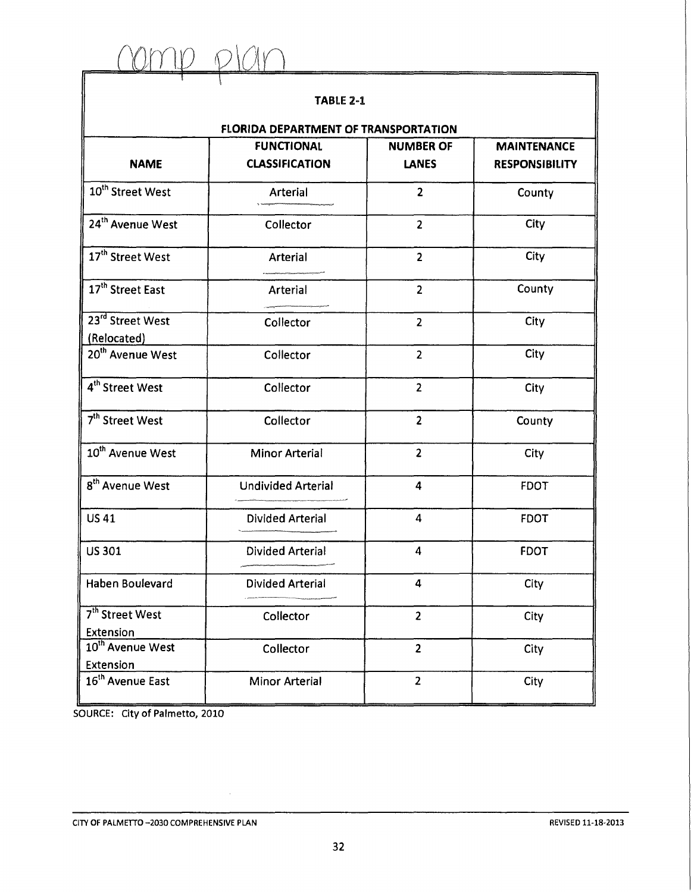comp plan

| TABLE 2-1 | | | |
|---|---|---|---|
| **FLORIDA DEPARTMENT OF TRANSPORTATION** | | | |
| **NAME** | **FUNCTIONAL CLASSIFICATION** | **NUMBER OF LANES** | **MAINTENANCE RESPONSIBILITY** |
| 10th Street West | Arterial | 2 | County |
| 24th Avenue West | Collector | 2 | City |
| 17th Street West | Arterial | 2 | City |
| 17th Street East | Arterial | 2 | County |
| 23rd Street West (Relocated) | Collector | 2 | City |
| 20th Avenue West | Collector | 2 | City |
| 4th Street West | Collector | 2 | City |
| 7th Street West | Collector | 2 | County |
| 10th Avenue West | Minor Arterial | 2 | City |
| 8th Avenue West | Undivided Arterial | 4 | FDOT |
| US 41 | Divided Arterial | 4 | FDOT |
| US 301 | Divided Arterial | 4 | FDOT |
| Haben Boulevard | Divided Arterial | 4 | City |
| 7th Street West Extension | Collector | 2 | City |
| 10th Avenue West Extension | Collector | 2 | City |
| 16th Avenue East | Minor Arterial | 2 | City |

SOURCE: City of Palmetto, 2010

CITY OF PALMETTO –2030 COMPREHENSIVE PLAN REVISED 11-18-2013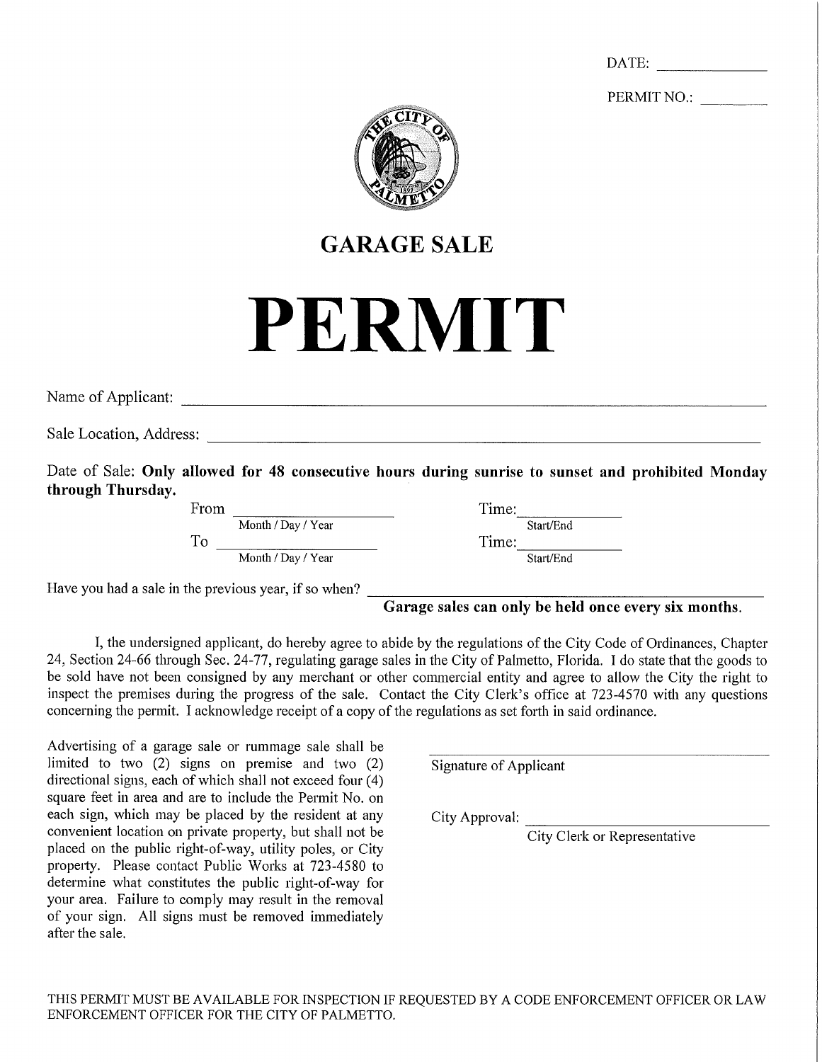DATE: _______________

PERMIT NO.: _________

# GARAGE SALE

# PERMIT

Name of Applicant: ________________________________________________

Sale Location, Address: ________________________________________________

Date of Sale: **Only allowed for 48 consecutive hours during sunrise to sunset and prohibited Monday through Thursday.**

From ____________________ Time: _____________
Month / Day / Year Start/End

To ____________________ Time: _____________
Month / Day / Year Start/End

Have you had a sale in the previous year, if so when? ________________________________

**Garage sales can only be held once every six months.**

I, the undersigned applicant, do hereby agree to abide by the regulations of the City Code of Ordinances, Chapter 24, Section 24-66 through Sec. 24-77, regulating garage sales in the City of Palmetto, Florida. I do state that the goods to be sold have not been consigned by any merchant or other commercial entity and agree to allow the City the right to inspect the premises during the progress of the sale. Contact the City Clerk's office at 723-4570 with any questions concerning the permit. I acknowledge receipt of a copy of the regulations as set forth in said ordinance.

Advertising of a garage sale or rummage sale shall be limited to two (2) signs on premise and two (2) directional signs, each of which shall not exceed four (4) square feet in area and are to include the Permit No. on each sign, which may be placed by the resident at any convenient location on private property, but shall not be placed on the public right-of-way, utility poles, or City property. Please contact Public Works at 723-4580 to determine what constitutes the public right-of-way for your area. Failure to comply may result in the removal of your sign. All signs must be removed immediately after the sale.

________________________________
Signature of Applicant

City Approval: ________________________
City Clerk or Representative

THIS PERMIT MUST BE AVAILABLE FOR INSPECTION IF REQUESTED BY A CODE ENFORCEMENT OFFICER OR LAW ENFORCEMENT OFFICER FOR THE CITY OF PALMETTO.